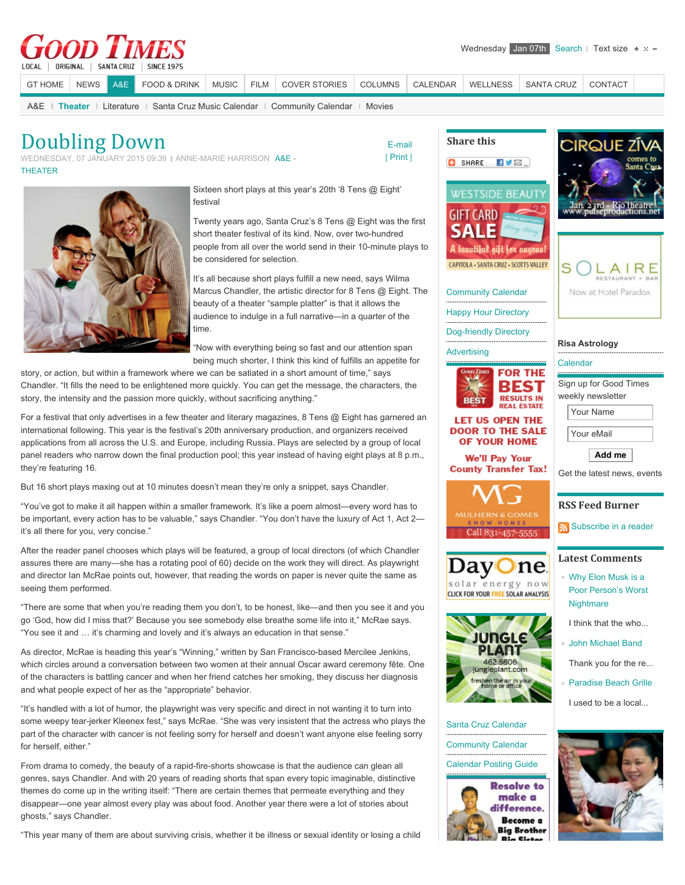# Doubling Down

WEDNESDAY, 07 JANUARY 2015 09:39 | ANNE-MARIE HARRISON A&E - THEATER

Sixteen short plays at this year's 20th '8 Tens @ Eight' festival

Twenty years ago, Santa Cruz's 8 Tens @ Eight was the first short theater festival of its kind. Now, over two-hundred people from all over the world send in their 10-minute plays to be considered for selection.

It's all because short plays fulfill a new need, says Wilma Marcus Chandler, the artistic director for 8 Tens @ Eight. The beauty of a theater "sample platter" is that it allows the audience to indulge in a full narrative—in a quarter of the time.

"Now with everything being so fast and our attention span being much shorter, I think this kind of fulfills an appetite for story, or action, but within a framework where we can be satiated in a short amount of time," says Chandler. "It fills the need to be enlightened more quickly. You can get the message, the characters, the story, the intensity and the passion more quickly, without sacrificing anything."

For a festival that only advertises in a few theater and literary magazines, 8 Tens @ Eight has garnered an international following. This year is the festival's 20th anniversary production, and organizers received applications from all across the U.S. and Europe, including Russia. Plays are selected by a group of local panel readers who narrow down the final production pool; this year instead of having eight plays at 8 p.m., they're featuring 16.

But 16 short plays maxing out at 10 minutes doesn't mean they're only a snippet, says Chandler.

"You've got to make it all happen within a smaller framework. It's like a poem almost—every word has to be important, every action has to be valuable," says Chandler. "You don't have the luxury of Act 1, Act 2—it's all there for you, very concise."

After the reader panel chooses which plays will be featured, a group of local directors (of which Chandler assures there are many—she has a rotating pool of 60) decide on the work they will direct. As playwright and director Ian McRae points out, however, that reading the words on paper is never quite the same as seeing them performed.

"There are some that when you're reading them you don't, to be honest, like—and then you see it and you go 'God, how did I miss that?' Because you see somebody else breathe some life into it," McRae says. "You see it and … it's charming and lovely and it's always an education in that sense."

As director, McRae is heading this year's "Winning," written by San Francisco-based Mercilee Jenkins, which circles around a conversation between two women at their annual Oscar award ceremony fête. One of the characters is battling cancer and when her friend catches her smoking, they discuss her diagnosis and what people expect of her as the "appropriate" behavior.

"It's handled with a lot of humor, the playwright was very specific and direct in not wanting it to turn into some weepy tear-jerker Kleenex fest," says McRae. "She was very insistent that the actress who plays the part of the character with cancer is not feeling sorry for herself and doesn't want anyone else feeling sorry for herself, either."

From drama to comedy, the beauty of a rapid-fire-shorts showcase is that the audience can glean all genres, says Chandler. And with 20 years of reading shorts that span every topic imaginable, distinctive themes do come up in the writing itself: "There are certain themes that permeate everything and they disappear—one year almost every play was about food. Another year there were a lot of stories about ghosts," says Chandler.

"This year many of them are about surviving crisis, whether it be illness or sexual identity or losing a child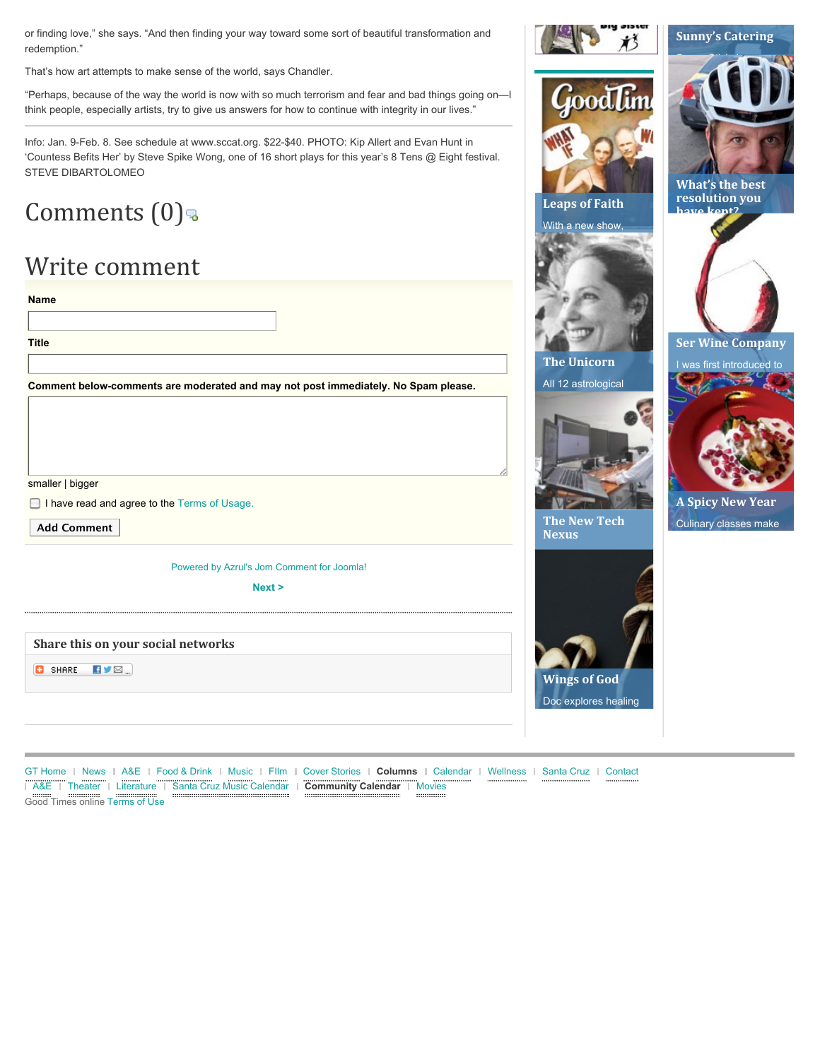or finding love," she says. "And then finding your way toward some sort of beautiful transformation and redemption."

That's how art attempts to make sense of the world, says Chandler.

"Perhaps, because of the way the world is now with so much terrorism and fear and bad things going on—I think people, especially artists, try to give us answers for how to continue with integrity in our lives."

Info: Jan. 9-Feb. 8. See schedule at www.sccat.org. $22-$40. PHOTO: Kip Allert and Evan Hunt in 'Countess Befits Her' by Steve Spike Wong, one of 16 short plays for this year's 8 Tens @ Eight festival. STEVE DIBARTOLOMEO

# Comments (0)

# Write comment

**Name**

**Title**

**Comment below-comments are moderated and may not post immediately. No Spam please.**

smaller | bigger

I have read and agree to the Terms of Usage.

Add Comment

Powered by Azrul's Jom Comment for Joomla!

**Next >**

### Share this on your social networks

SHARE

**Leaps of Faith**

With a new show,

**The Unicorn**

All 12 astrological

**The New Tech Nexus**

**Wings of God**

Doc explores healing

**Sunny's Catering**

**What's the best resolution you have kept?**

**Ser Wine Company**

I was first introduced to

**A Spicy New Year**

Culinary classes make

GT Home | News | A&E | Food & Drink | Music | Film | Cover Stories | **Columns** | Calendar | Wellness | Santa Cruz | Contact

| A&E | Theater | Literature | Santa Cruz Music Calendar | **Community Calendar** | Movies

Good Times online Terms of Use